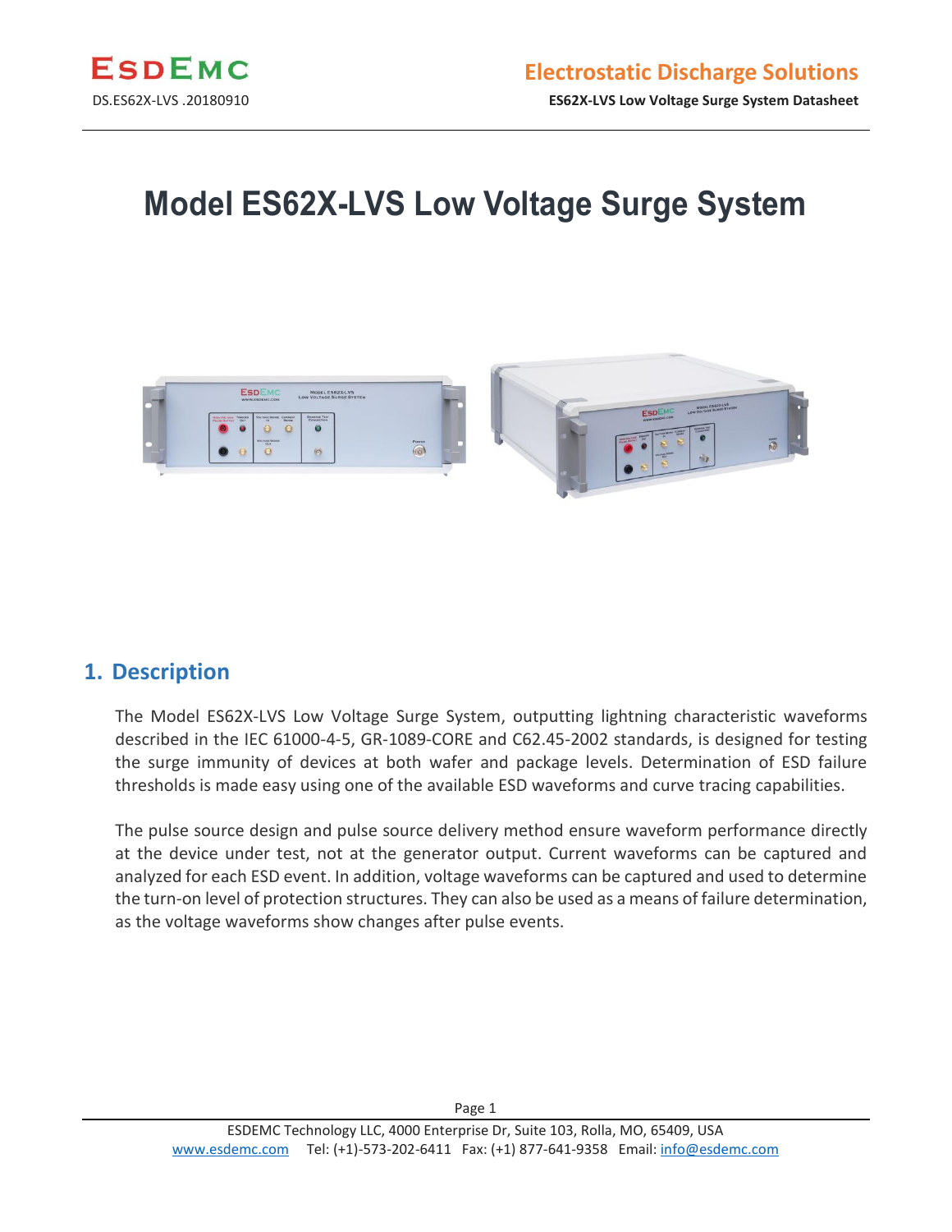# Model ES62X-LVS Low Voltage Surge System

## 1. Description

The Model ES62X-LVS Low Voltage Surge System, outputting lightning characteristic waveforms described in the IEC 61000-4-5, GR-1089-CORE and C62.45-2002 standards, is designed for testing the surge immunity of devices at both wafer and package levels. Determination of ESD failure thresholds is made easy using one of the available ESD waveforms and curve tracing capabilities.

The pulse source design and pulse source delivery method ensure waveform performance directly at the device under test, not at the generator output. Current waveforms can be captured and analyzed for each ESD event. In addition, voltage waveforms can be captured and used to determine the turn-on level of protection structures. They can also be used as a means of failure determination, as the voltage waveforms show changes after pulse events.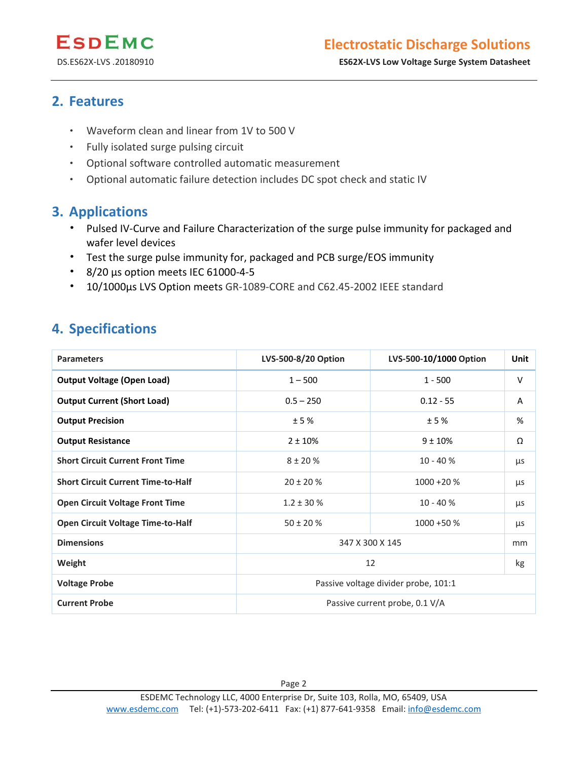## 2. Features

- Waveform clean and linear from 1V to 500 V
- Fully isolated surge pulsing circuit
- Optional software controlled automatic measurement
- Optional automatic failure detection includes DC spot check and static IV

## 3. Applications

- Pulsed IV-Curve and Failure Characterization of the surge pulse immunity for packaged and wafer level devices
- Test the surge pulse immunity for, packaged and PCB surge/EOS immunity
- 8/20 µs option meets IEC 61000-4-5
- 10/1000µs LVS Option meets GR-1089-CORE and C62.45-2002 IEEE standard

## 4. Specifications

| Parameters | LVS-500-8/20 Option | LVS-500-10/1000 Option | Unit |
|---|---|---|---|
| **Output Voltage (Open Load)** | 1 – 500 | 1 - 500 | V |
| **Output Current (Short Load)** | 0.5 – 250 | 0.12 - 55 | A |
| **Output Precision** | ± 5 % | ± 5 % | % |
| **Output Resistance** | 2 ± 10% | 9 ± 10% | Ω |
| **Short Circuit Current Front Time** | 8 ± 20 % | 10 - 40 % | µs |
| **Short Circuit Current Time-to-Half** | 20 ± 20 % | 1000 +20 % | µs |
| **Open Circuit Voltage Front Time** | 1.2 ± 30 % | 10 - 40 % | µs |
| **Open Circuit Voltage Time-to-Half** | 50 ± 20 % | 1000 +50 % | µs |
| **Dimensions** | 347 X 300 X 145 | | mm |
| **Weight** | 12 | | kg |
| **Voltage Probe** | Passive voltage divider probe, 101:1 | | |
| **Current Probe** | Passive current probe, 0.1 V/A | | |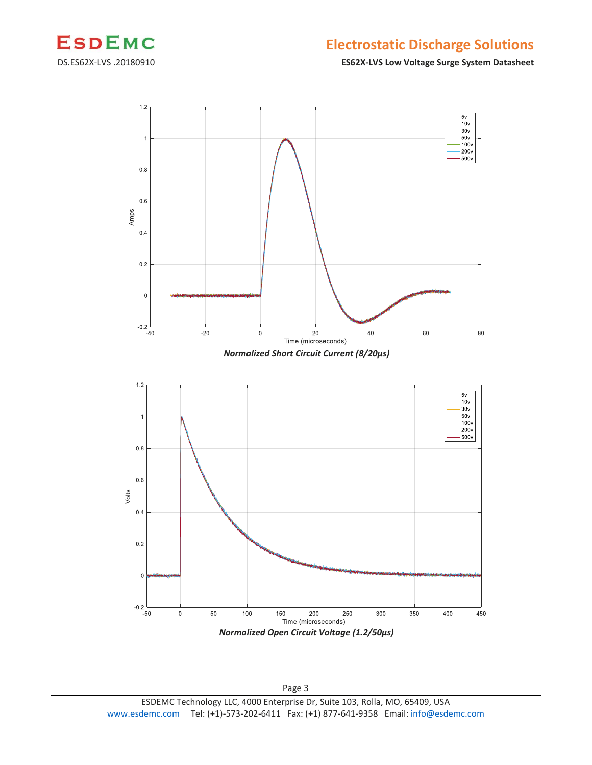*Normalized Short Circuit Current (8/20µs)*

*Normalized Open Circuit Voltage (1.2/50µs)*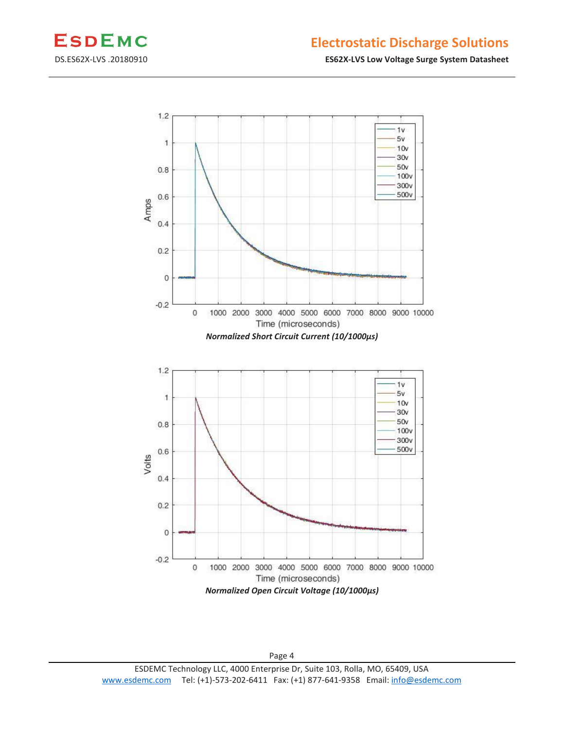*Normalized Short Circuit Current (10/1000μs)*

*Normalized Open Circuit Voltage (10/1000μs)*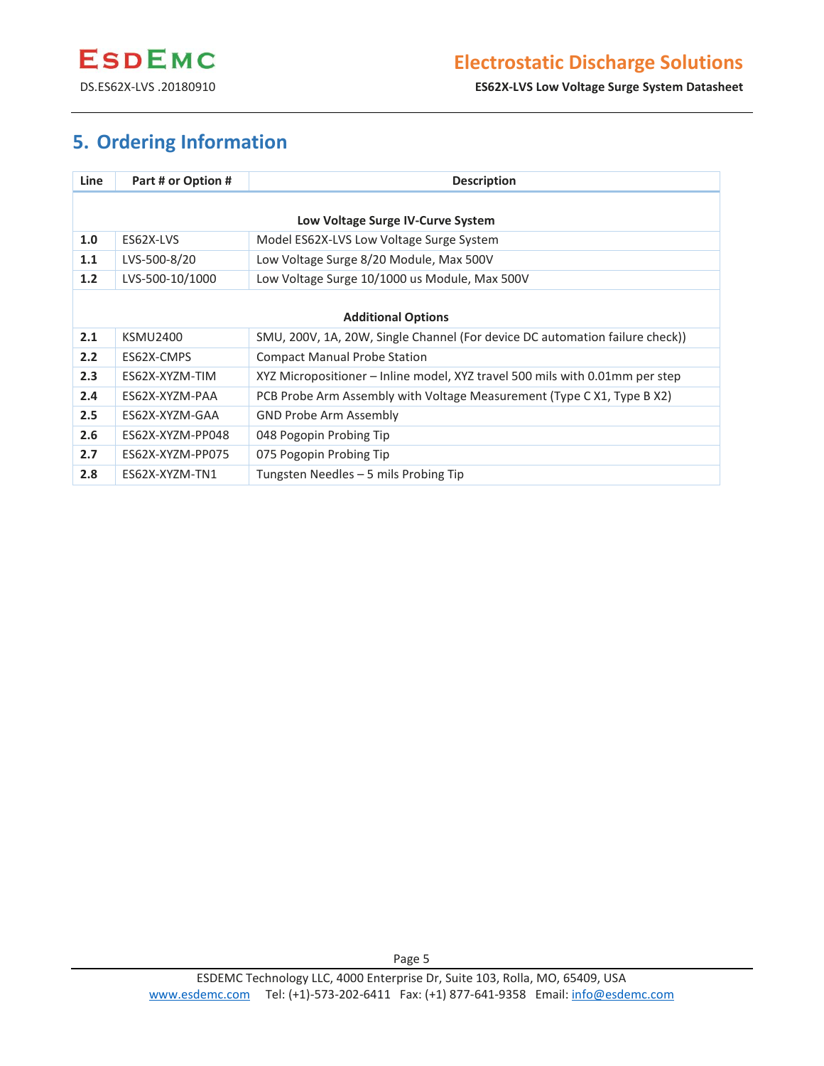## 5. Ordering Information

| Line | Part # or Option # | Description |
|---|---|---|
| | | **Low Voltage Surge IV-Curve System** |
| **1.0** | ES62X-LVS | Model ES62X-LVS Low Voltage Surge System |
| **1.1** | LVS-500-8/20 | Low Voltage Surge 8/20 Module, Max 500V |
| **1.2** | LVS-500-10/1000 | Low Voltage Surge 10/1000 us Module, Max 500V |
| | | **Additional Options** |
| **2.1** | KSMU2400 | SMU, 200V, 1A, 20W, Single Channel (For device DC automation failure check)) |
| **2.2** | ES62X-CMPS | Compact Manual Probe Station |
| **2.3** | ES62X-XYZM-TIM | XYZ Micropositioner – Inline model, XYZ travel 500 mils with 0.01mm per step |
| **2.4** | ES62X-XYZM-PAA | PCB Probe Arm Assembly with Voltage Measurement (Type C X1, Type B X2) |
| **2.5** | ES62X-XYZM-GAA | GND Probe Arm Assembly |
| **2.6** | ES62X-XYZM-PP048 | 048 Pogopin Probing Tip |
| **2.7** | ES62X-XYZM-PP075 | 075 Pogopin Probing Tip |
| **2.8** | ES62X-XYZM-TN1 | Tungsten Needles – 5 mils Probing Tip |